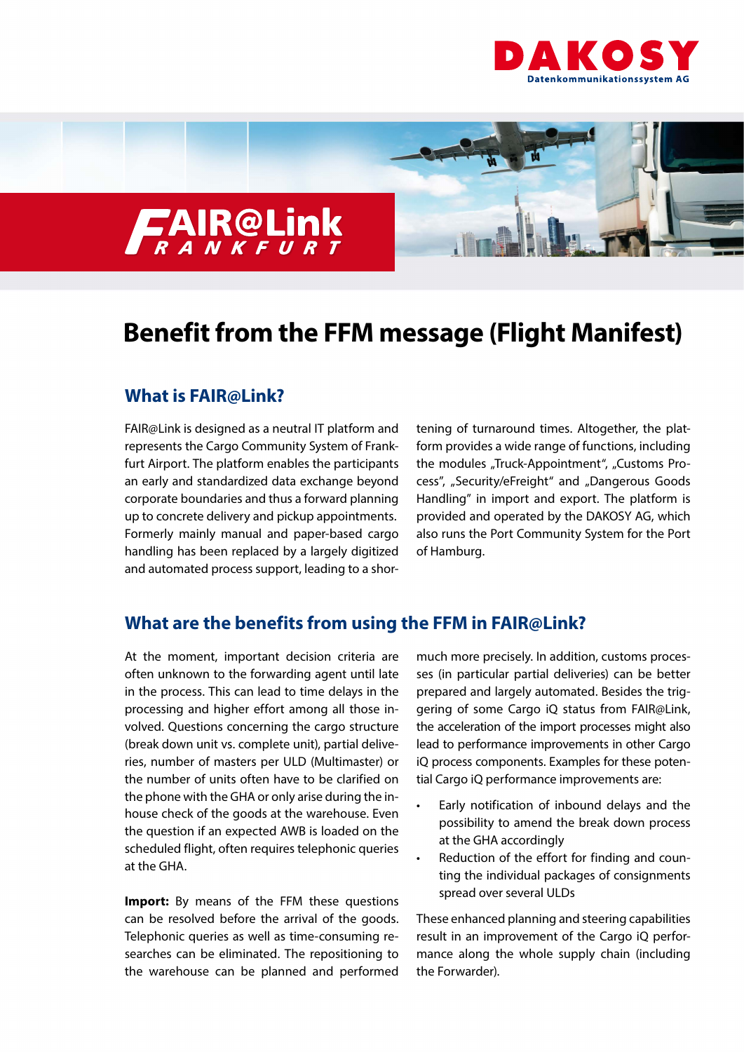DAKOSY
Datenkommunikationssystem AG

FAIR@Link FRANKFURT

# Benefit from the FFM message (Flight Manifest)

## What is FAIR@Link?

FAIR@Link is designed as a neutral IT platform and represents the Cargo Community System of Frankfurt Airport. The platform enables the participants an early and standardized data exchange beyond corporate boundaries and thus a forward planning up to concrete delivery and pickup appointments. Formerly mainly manual and paper-based cargo handling has been replaced by a largely digitized and automated process support, leading to a shortening of turnaround times. Altogether, the platform provides a wide range of functions, including the modules „Truck-Appointment", „Customs Process", „Security/eFreight" and „Dangerous Goods Handling" in import and export. The platform is provided and operated by the DAKOSY AG, which also runs the Port Community System for the Port of Hamburg.

## What are the benefits from using the FFM in FAIR@Link?

At the moment, important decision criteria are often unknown to the forwarding agent until late in the process. This can lead to time delays in the processing and higher effort among all those involved. Questions concerning the cargo structure (break down unit vs. complete unit), partial deliveries, number of masters per ULD (Multimaster) or the number of units often have to be clarified on the phone with the GHA or only arise during the in-house check of the goods at the warehouse. Even the question if an expected AWB is loaded on the scheduled flight, often requires telephonic queries at the GHA.

**Import:** By means of the FFM these questions can be resolved before the arrival of the goods. Telephonic queries as well as time-consuming researches can be eliminated. The repositioning to the warehouse can be planned and performed much more precisely. In addition, customs processes (in particular partial deliveries) can be better prepared and largely automated. Besides the triggering of some Cargo iQ status from FAIR@Link, the acceleration of the import processes might also lead to performance improvements in other Cargo iQ process components. Examples for these potential Cargo iQ performance improvements are:

- Early notification of inbound delays and the possibility to amend the break down process at the GHA accordingly
- Reduction of the effort for finding and counting the individual packages of consignments spread over several ULDs

These enhanced planning and steering capabilities result in an improvement of the Cargo iQ performance along the whole supply chain (including the Forwarder).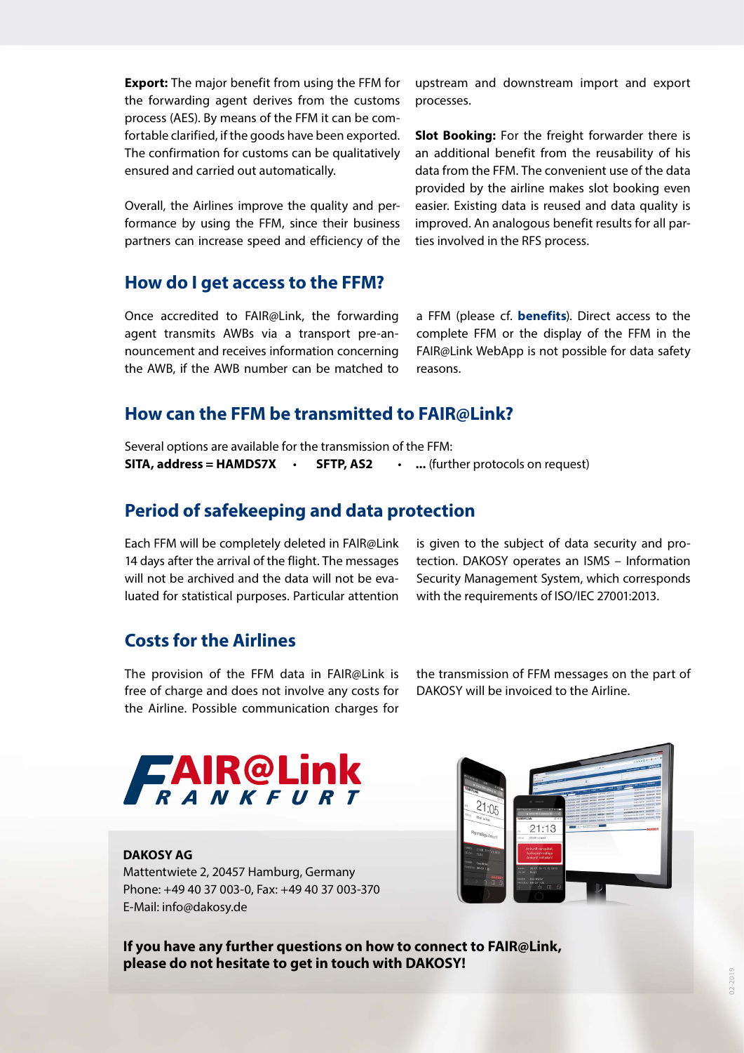**Export:** The major benefit from using the FFM for the forwarding agent derives from the customs process (AES). By means of the FFM it can be comfortable clarified, if the goods have been exported. The confirmation for customs can be qualitatively ensured and carried out automatically.

Overall, the Airlines improve the quality and performance by using the FFM, since their business partners can increase speed and efficiency of the upstream and downstream import and export processes.

**Slot Booking:** For the freight forwarder there is an additional benefit from the reusability of his data from the FFM. The convenient use of the data provided by the airline makes slot booking even easier. Existing data is reused and data quality is improved. An analogous benefit results for all parties involved in the RFS process.

## How do I get access to the FFM?

Once accredited to FAIR@Link, the forwarding agent transmits AWBs via a transport pre-announcement and receives information concerning the AWB, if the AWB number can be matched to a FFM (please cf. **benefits**). Direct access to the complete FFM or the display of the FFM in the FAIR@Link WebApp is not possible for data safety reasons.

## How can the FFM be transmitted to FAIR@Link?

Several options are available for the transmission of the FFM:

**SITA, address = HAMDS7X** • **SFTP, AS2** • **...** (further protocols on request)

## Period of safekeeping and data protection

Each FFM will be completely deleted in FAIR@Link 14 days after the arrival of the flight. The messages will not be archived and the data will not be evaluated for statistical purposes. Particular attention is given to the subject of data security and protection. DAKOSY operates an ISMS – Information Security Management System, which corresponds with the requirements of ISO/IEC 27001:2013.

## Costs for the Airlines

The provision of the FFM data in FAIR@Link is free of charge and does not involve any costs for the Airline. Possible communication charges for the transmission of FFM messages on the part of DAKOSY will be invoiced to the Airline.

FAIR@Link FRANKFURT

**DAKOSY AG**
Mattentwiete 2, 20457 Hamburg, Germany
Phone: +49 40 37 003-0, Fax: +49 40 37 003-370
E-Mail: info@dakosy.de

**If you have any further questions on how to connect to FAIR@Link, please do not hesitate to get in touch with DAKOSY!**

02-2019